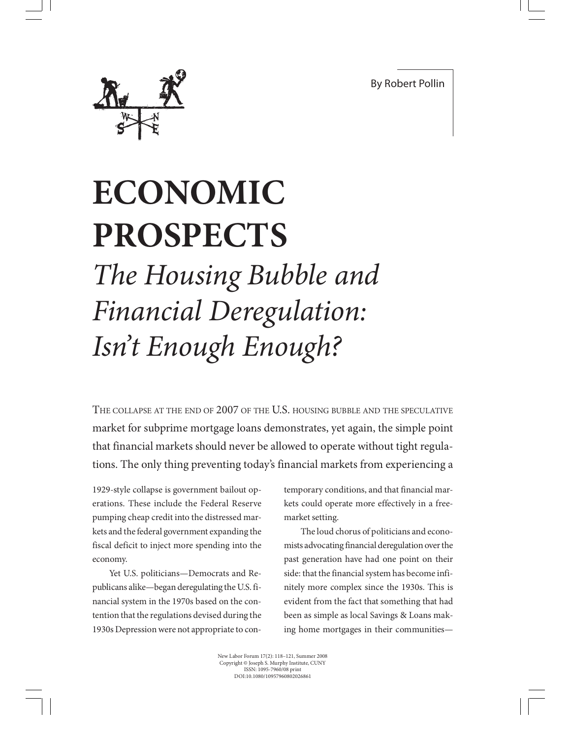By Robert Pollin

# ECONOMIC PROSPECTS

## *The Housing Bubble and Financial Deregulation: Isn't Enough Enough?*

THE COLLAPSE AT THE END OF 2007 OF THE U.S. HOUSING BUBBLE AND THE SPECULATIVE market for subprime mortgage loans demonstrates, yet again, the simple point that financial markets should never be allowed to operate without tight regulations. The only thing preventing today's financial markets from experiencing a 1929-style collapse is government bailout operations. These include the Federal Reserve pumping cheap credit into the distressed markets and the federal government expanding the fiscal deficit to inject more spending into the economy.

Yet U.S. politicians—Democrats and Republicans alike—began deregulating the U.S. financial system in the 1970s based on the contention that the regulations devised during the 1930s Depression were not appropriate to contemporary conditions, and that financial markets could operate more effectively in a free-market setting.

The loud chorus of politicians and economists advocating financial deregulation over the past generation have had one point on their side: that the financial system has become infinitely more complex since the 1930s. This is evident from the fact that something that had been as simple as local Savings & Loans making home mortgages in their communities—

New Labor Forum 17(2): 118–121, Summer 2008
Copyright © Joseph S. Murphy Institute, CUNY
ISSN: 1095-7960/08 print
DOI:10.1080/10957960802026861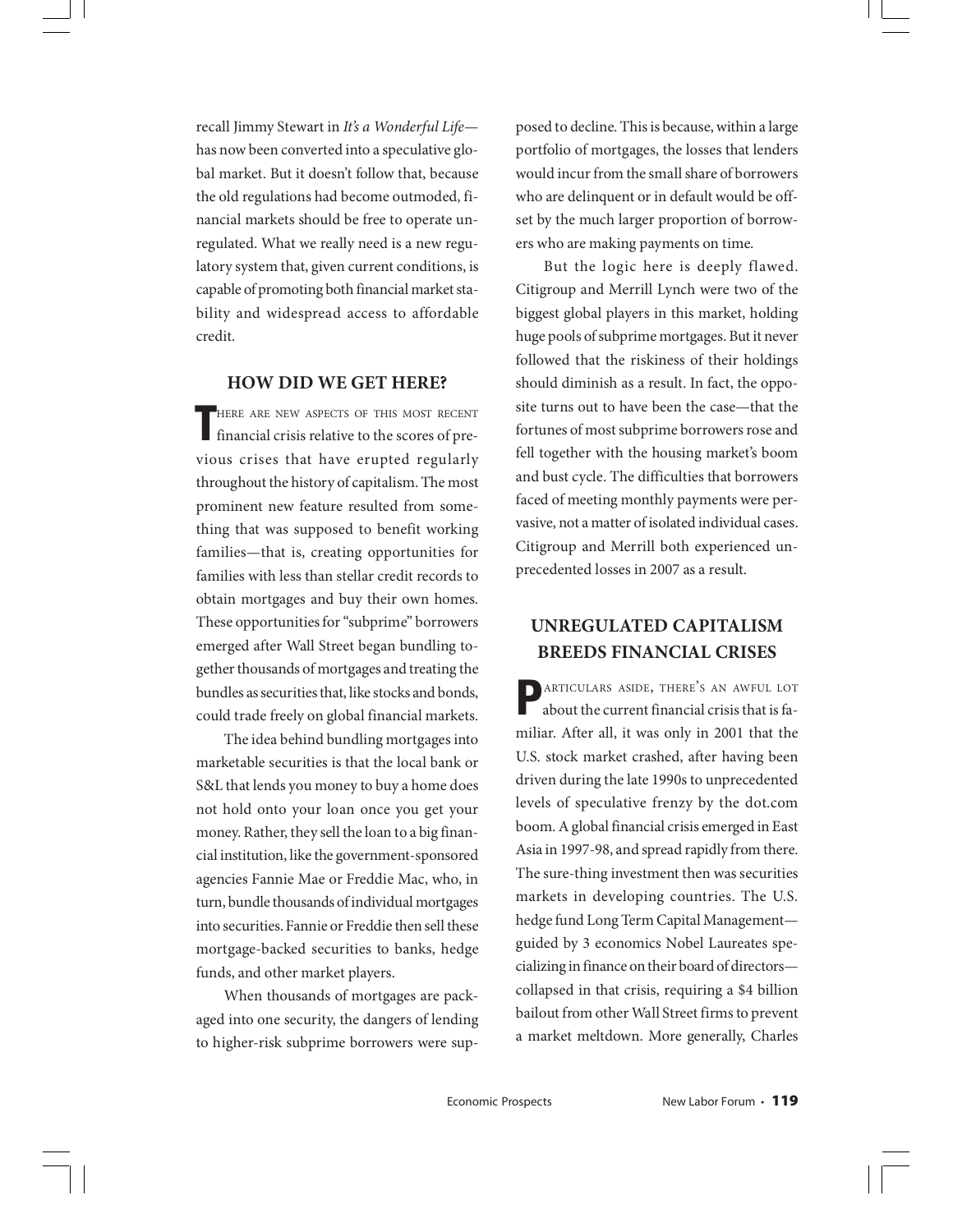recall Jimmy Stewart in *It's a Wonderful Life*—has now been converted into a speculative global market. But it doesn't follow that, because the old regulations had become outmoded, financial markets should be free to operate unregulated. What we really need is a new regulatory system that, given current conditions, is capable of promoting both financial market stability and widespread access to affordable credit.

## HOW DID WE GET HERE?

There are new aspects of this most recent financial crisis relative to the scores of previous crises that have erupted regularly throughout the history of capitalism. The most prominent new feature resulted from something that was supposed to benefit working families—that is, creating opportunities for families with less than stellar credit records to obtain mortgages and buy their own homes. These opportunities for "subprime" borrowers emerged after Wall Street began bundling together thousands of mortgages and treating the bundles as securities that, like stocks and bonds, could trade freely on global financial markets.

The idea behind bundling mortgages into marketable securities is that the local bank or S&L that lends you money to buy a home does not hold onto your loan once you get your money. Rather, they sell the loan to a big financial institution, like the government-sponsored agencies Fannie Mae or Freddie Mac, who, in turn, bundle thousands of individual mortgages into securities. Fannie or Freddie then sell these mortgage-backed securities to banks, hedge funds, and other market players.

When thousands of mortgages are packaged into one security, the dangers of lending to higher-risk subprime borrowers were supposed to decline. This is because, within a large portfolio of mortgages, the losses that lenders would incur from the small share of borrowers who are delinquent or in default would be offset by the much larger proportion of borrowers who are making payments on time.

But the logic here is deeply flawed. Citigroup and Merrill Lynch were two of the biggest global players in this market, holding huge pools of subprime mortgages. But it never followed that the riskiness of their holdings should diminish as a result. In fact, the opposite turns out to have been the case—that the fortunes of most subprime borrowers rose and fell together with the housing market's boom and bust cycle. The difficulties that borrowers faced of meeting monthly payments were pervasive, not a matter of isolated individual cases. Citigroup and Merrill both experienced unprecedented losses in 2007 as a result.

## UNREGULATED CAPITALISM BREEDS FINANCIAL CRISES

Particulars aside, there's an awful lot about the current financial crisis that is familiar. After all, it was only in 2001 that the U.S. stock market crashed, after having been driven during the late 1990s to unprecedented levels of speculative frenzy by the dot.com boom. A global financial crisis emerged in East Asia in 1997-98, and spread rapidly from there. The sure-thing investment then was securities markets in developing countries. The U.S. hedge fund Long Term Capital Management—guided by 3 economics Nobel Laureates specializing in finance on their board of directors—collapsed in that crisis, requiring a $4 billion bailout from other Wall Street firms to prevent a market meltdown. More generally, Charles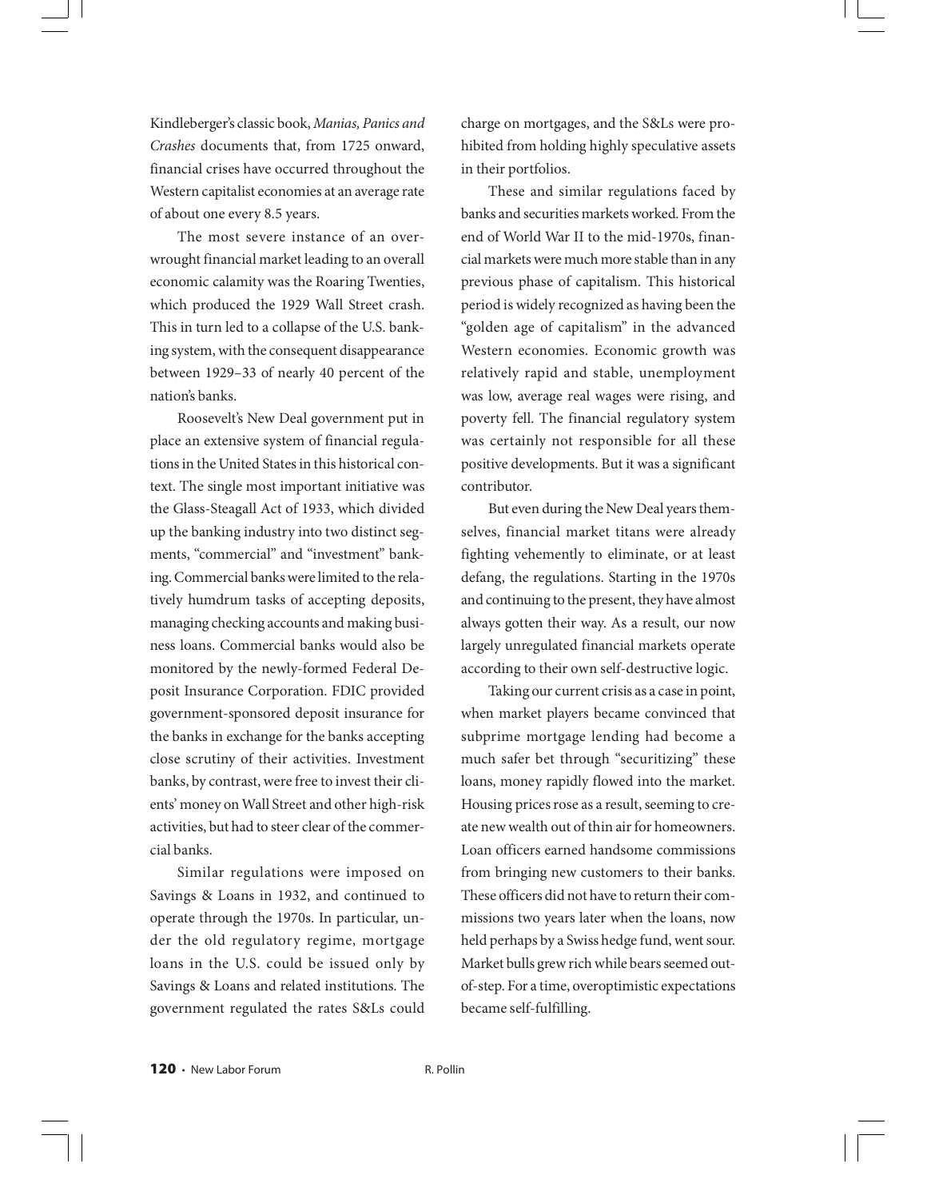Kindleberger's classic book, *Manias, Panics and Crashes* documents that, from 1725 onward, financial crises have occurred throughout the Western capitalist economies at an average rate of about one every 8.5 years.

The most severe instance of an overwrought financial market leading to an overall economic calamity was the Roaring Twenties, which produced the 1929 Wall Street crash. This in turn led to a collapse of the U.S. banking system, with the consequent disappearance between 1929–33 of nearly 40 percent of the nation's banks.

Roosevelt's New Deal government put in place an extensive system of financial regulations in the United States in this historical context. The single most important initiative was the Glass-Steagall Act of 1933, which divided up the banking industry into two distinct segments, "commercial" and "investment" banking. Commercial banks were limited to the relatively humdrum tasks of accepting deposits, managing checking accounts and making business loans. Commercial banks would also be monitored by the newly-formed Federal Deposit Insurance Corporation. FDIC provided government-sponsored deposit insurance for the banks in exchange for the banks accepting close scrutiny of their activities. Investment banks, by contrast, were free to invest their clients' money on Wall Street and other high-risk activities, but had to steer clear of the commercial banks.

Similar regulations were imposed on Savings & Loans in 1932, and continued to operate through the 1970s. In particular, under the old regulatory regime, mortgage loans in the U.S. could be issued only by Savings & Loans and related institutions. The government regulated the rates S&Ls could charge on mortgages, and the S&Ls were prohibited from holding highly speculative assets in their portfolios.

These and similar regulations faced by banks and securities markets worked. From the end of World War II to the mid-1970s, financial markets were much more stable than in any previous phase of capitalism. This historical period is widely recognized as having been the "golden age of capitalism" in the advanced Western economies. Economic growth was relatively rapid and stable, unemployment was low, average real wages were rising, and poverty fell. The financial regulatory system was certainly not responsible for all these positive developments. But it was a significant contributor.

But even during the New Deal years themselves, financial market titans were already fighting vehemently to eliminate, or at least defang, the regulations. Starting in the 1970s and continuing to the present, they have almost always gotten their way. As a result, our now largely unregulated financial markets operate according to their own self-destructive logic.

Taking our current crisis as a case in point, when market players became convinced that subprime mortgage lending had become a much safer bet through "securitizing" these loans, money rapidly flowed into the market. Housing prices rose as a result, seeming to create new wealth out of thin air for homeowners. Loan officers earned handsome commissions from bringing new customers to their banks. These officers did not have to return their commissions two years later when the loans, now held perhaps by a Swiss hedge fund, went sour. Market bulls grew rich while bears seemed out-of-step. For a time, overoptimistic expectations became self-fulfilling.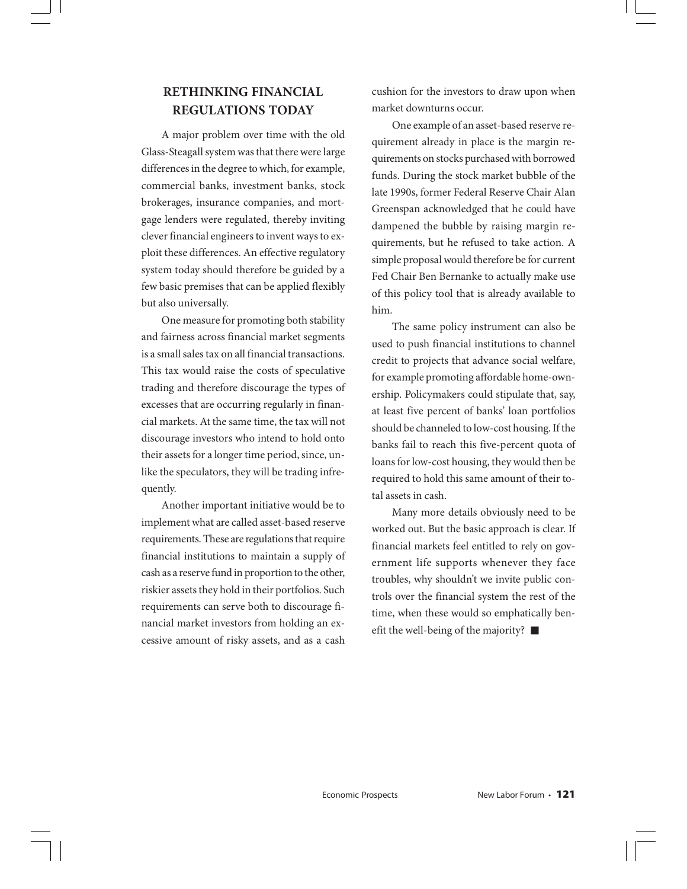## RETHINKING FINANCIAL REGULATIONS TODAY

A major problem over time with the old Glass-Steagall system was that there were large differences in the degree to which, for example, commercial banks, investment banks, stock brokerages, insurance companies, and mortgage lenders were regulated, thereby inviting clever financial engineers to invent ways to exploit these differences. An effective regulatory system today should therefore be guided by a few basic premises that can be applied flexibly but also universally.

One measure for promoting both stability and fairness across financial market segments is a small sales tax on all financial transactions. This tax would raise the costs of speculative trading and therefore discourage the types of excesses that are occurring regularly in financial markets. At the same time, the tax will not discourage investors who intend to hold onto their assets for a longer time period, since, unlike the speculators, they will be trading infrequently.

Another important initiative would be to implement what are called asset-based reserve requirements. These are regulations that require financial institutions to maintain a supply of cash as a reserve fund in proportion to the other, riskier assets they hold in their portfolios. Such requirements can serve both to discourage financial market investors from holding an excessive amount of risky assets, and as a cash cushion for the investors to draw upon when market downturns occur.

One example of an asset-based reserve requirement already in place is the margin requirements on stocks purchased with borrowed funds. During the stock market bubble of the late 1990s, former Federal Reserve Chair Alan Greenspan acknowledged that he could have dampened the bubble by raising margin requirements, but he refused to take action. A simple proposal would therefore be for current Fed Chair Ben Bernanke to actually make use of this policy tool that is already available to him.

The same policy instrument can also be used to push financial institutions to channel credit to projects that advance social welfare, for example promoting affordable home-ownership. Policymakers could stipulate that, say, at least five percent of banks' loan portfolios should be channeled to low-cost housing. If the banks fail to reach this five-percent quota of loans for low-cost housing, they would then be required to hold this same amount of their total assets in cash.

Many more details obviously need to be worked out. But the basic approach is clear. If financial markets feel entitled to rely on government life supports whenever they face troubles, why shouldn't we invite public controls over the financial system the rest of the time, when these would so emphatically benefit the well-being of the majority? ■